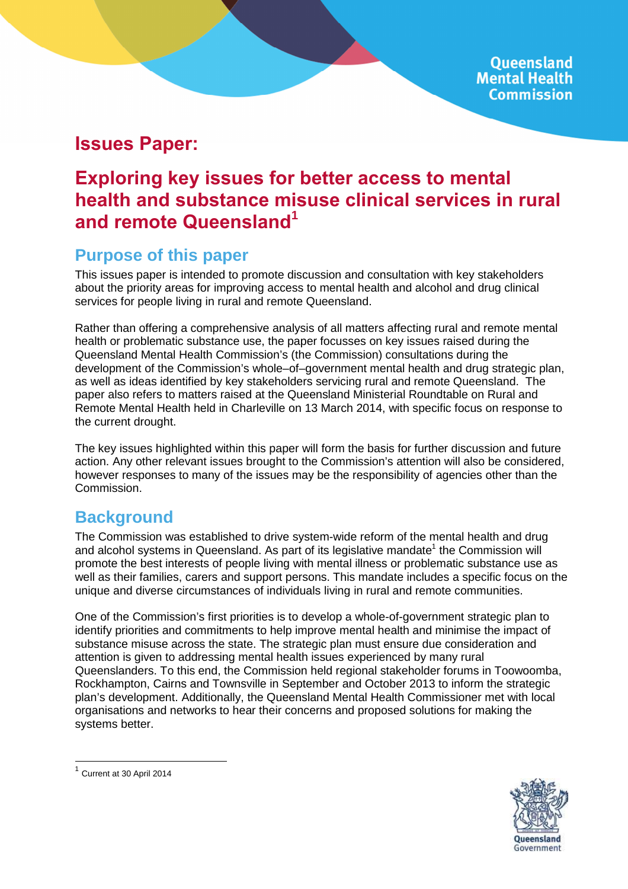Queensland Mental Health Commission

# Issues Paper:

# Exploring key issues for better access to mental health and substance misuse clinical services in rural and remote Queensland[1]

## Purpose of this paper

This issues paper is intended to promote discussion and consultation with key stakeholders about the priority areas for improving access to mental health and alcohol and drug clinical services for people living in rural and remote Queensland.

Rather than offering a comprehensive analysis of all matters affecting rural and remote mental health or problematic substance use, the paper focusses on key issues raised during the Queensland Mental Health Commission's (the Commission) consultations during the development of the Commission's whole–of–government mental health and drug strategic plan, as well as ideas identified by key stakeholders servicing rural and remote Queensland. The paper also refers to matters raised at the Queensland Ministerial Roundtable on Rural and Remote Mental Health held in Charleville on 13 March 2014, with specific focus on response to the current drought.

The key issues highlighted within this paper will form the basis for further discussion and future action. Any other relevant issues brought to the Commission's attention will also be considered, however responses to many of the issues may be the responsibility of agencies other than the Commission.

## Background

The Commission was established to drive system-wide reform of the mental health and drug and alcohol systems in Queensland. As part of its legislative mandate[1] the Commission will promote the best interests of people living with mental illness or problematic substance use as well as their families, carers and support persons. This mandate includes a specific focus on the unique and diverse circumstances of individuals living in rural and remote communities.

One of the Commission's first priorities is to develop a whole-of-government strategic plan to identify priorities and commitments to help improve mental health and minimise the impact of substance misuse across the state. The strategic plan must ensure due consideration and attention is given to addressing mental health issues experienced by many rural Queenslanders. To this end, the Commission held regional stakeholder forums in Toowoomba, Rockhampton, Cairns and Townsville in September and October 2013 to inform the strategic plan's development. Additionally, the Queensland Mental Health Commissioner met with local organisations and networks to hear their concerns and proposed solutions for making the systems better.

---

[1] Current at 30 April 2014

Queensland Government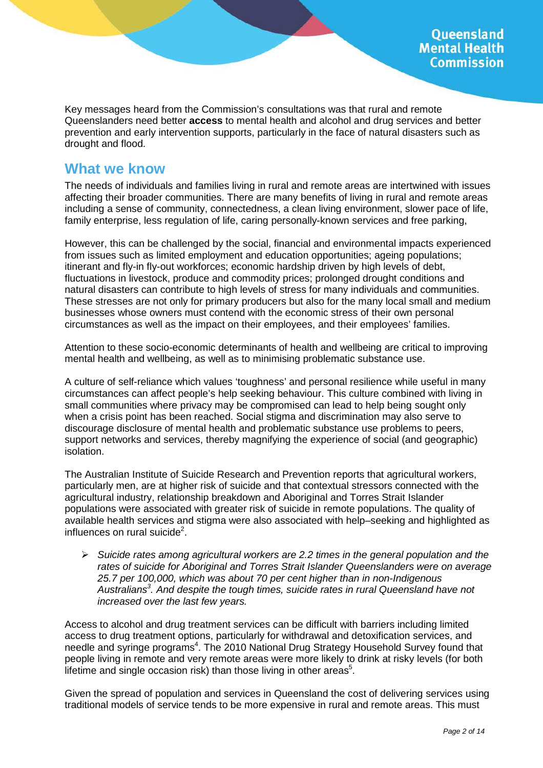Key messages heard from the Commission's consultations was that rural and remote Queenslanders need better **access** to mental health and alcohol and drug services and better prevention and early intervention supports, particularly in the face of natural disasters such as drought and flood.

## What we know

The needs of individuals and families living in rural and remote areas are intertwined with issues affecting their broader communities. There are many benefits of living in rural and remote areas including a sense of community, connectedness, a clean living environment, slower pace of life, family enterprise, less regulation of life, caring personally-known services and free parking,

However, this can be challenged by the social, financial and environmental impacts experienced from issues such as limited employment and education opportunities; ageing populations; itinerant and fly-in fly-out workforces; economic hardship driven by high levels of debt, fluctuations in livestock, produce and commodity prices; prolonged drought conditions and natural disasters can contribute to high levels of stress for many individuals and communities. These stresses are not only for primary producers but also for the many local small and medium businesses whose owners must contend with the economic stress of their own personal circumstances as well as the impact on their employees, and their employees' families.

Attention to these socio-economic determinants of health and wellbeing are critical to improving mental health and wellbeing, as well as to minimising problematic substance use.

A culture of self-reliance which values 'toughness' and personal resilience while useful in many circumstances can affect people's help seeking behaviour. This culture combined with living in small communities where privacy may be compromised can lead to help being sought only when a crisis point has been reached. Social stigma and discrimination may also serve to discourage disclosure of mental health and problematic substance use problems to peers, support networks and services, thereby magnifying the experience of social (and geographic) isolation.

The Australian Institute of Suicide Research and Prevention reports that agricultural workers, particularly men, are at higher risk of suicide and that contextual stressors connected with the agricultural industry, relationship breakdown and Aboriginal and Torres Strait Islander populations were associated with greater risk of suicide in remote populations. The quality of available health services and stigma were also associated with help–seeking and highlighted as influences on rural suicide[2].

- *Suicide rates among agricultural workers are 2.2 times in the general population and the rates of suicide for Aboriginal and Torres Strait Islander Queenslanders were on average 25.7 per 100,000, which was about 70 per cent higher than in non-Indigenous Australians[3]. And despite the tough times, suicide rates in rural Queensland have not increased over the last few years.*

Access to alcohol and drug treatment services can be difficult with barriers including limited access to drug treatment options, particularly for withdrawal and detoxification services, and needle and syringe programs[4]. The 2010 National Drug Strategy Household Survey found that people living in remote and very remote areas were more likely to drink at risky levels (for both lifetime and single occasion risk) than those living in other areas[5].

Given the spread of population and services in Queensland the cost of delivering services using traditional models of service tends to be more expensive in rural and remote areas. This must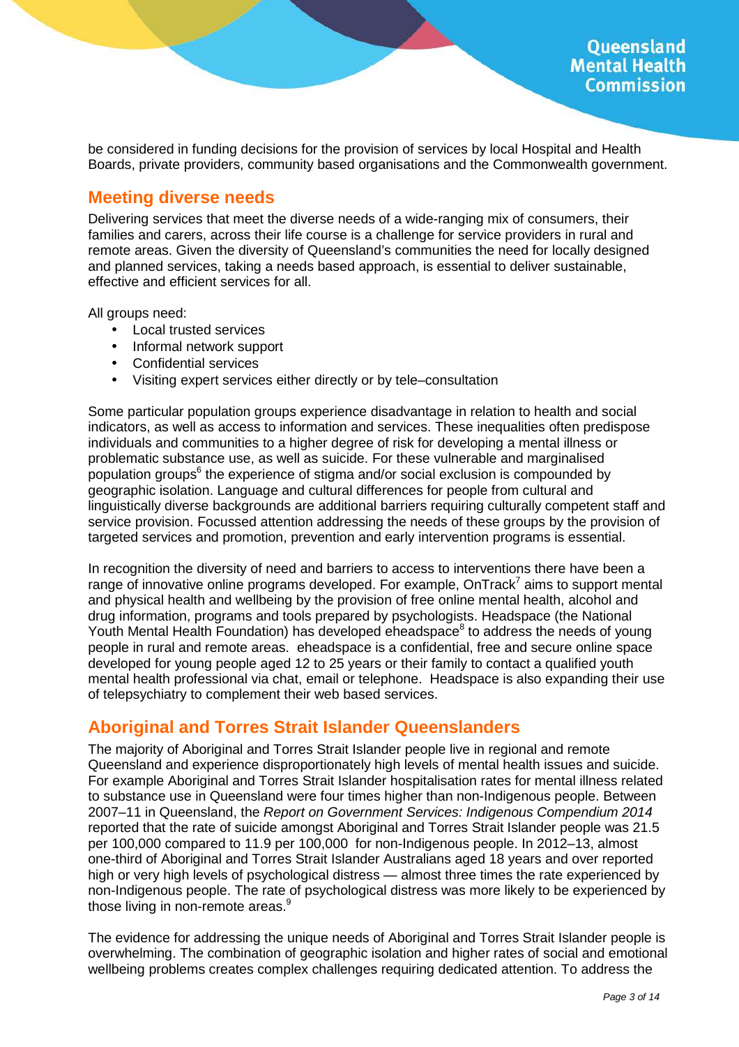be considered in funding decisions for the provision of services by local Hospital and Health Boards, private providers, community based organisations and the Commonwealth government.

## Meeting diverse needs

Delivering services that meet the diverse needs of a wide-ranging mix of consumers, their families and carers, across their life course is a challenge for service providers in rural and remote areas. Given the diversity of Queensland's communities the need for locally designed and planned services, taking a needs based approach, is essential to deliver sustainable, effective and efficient services for all.

All groups need:

- Local trusted services
- Informal network support
- Confidential services
- Visiting expert services either directly or by tele–consultation

Some particular population groups experience disadvantage in relation to health and social indicators, as well as access to information and services. These inequalities often predispose individuals and communities to a higher degree of risk for developing a mental illness or problematic substance use, as well as suicide. For these vulnerable and marginalised population groups[6] the experience of stigma and/or social exclusion is compounded by geographic isolation. Language and cultural differences for people from cultural and linguistically diverse backgrounds are additional barriers requiring culturally competent staff and service provision. Focussed attention addressing the needs of these groups by the provision of targeted services and promotion, prevention and early intervention programs is essential.

In recognition the diversity of need and barriers to access to interventions there have been a range of innovative online programs developed. For example, OnTrack[7] aims to support mental and physical health and wellbeing by the provision of free online mental health, alcohol and drug information, programs and tools prepared by psychologists. Headspace (the National Youth Mental Health Foundation) has developed eheadspace[8] to address the needs of young people in rural and remote areas. eheadspace is a confidential, free and secure online space developed for young people aged 12 to 25 years or their family to contact a qualified youth mental health professional via chat, email or telephone. Headspace is also expanding their use of telepsychiatry to complement their web based services.

## Aboriginal and Torres Strait Islander Queenslanders

The majority of Aboriginal and Torres Strait Islander people live in regional and remote Queensland and experience disproportionately high levels of mental health issues and suicide. For example Aboriginal and Torres Strait Islander hospitalisation rates for mental illness related to substance use in Queensland were four times higher than non-Indigenous people. Between 2007–11 in Queensland, the *Report on Government Services: Indigenous Compendium 2014* reported that the rate of suicide amongst Aboriginal and Torres Strait Islander people was 21.5 per 100,000 compared to 11.9 per 100,000 for non-Indigenous people. In 2012–13, almost one-third of Aboriginal and Torres Strait Islander Australians aged 18 years and over reported high or very high levels of psychological distress — almost three times the rate experienced by non-Indigenous people. The rate of psychological distress was more likely to be experienced by those living in non-remote areas.[9]

The evidence for addressing the unique needs of Aboriginal and Torres Strait Islander people is overwhelming. The combination of geographic isolation and higher rates of social and emotional wellbeing problems creates complex challenges requiring dedicated attention. To address the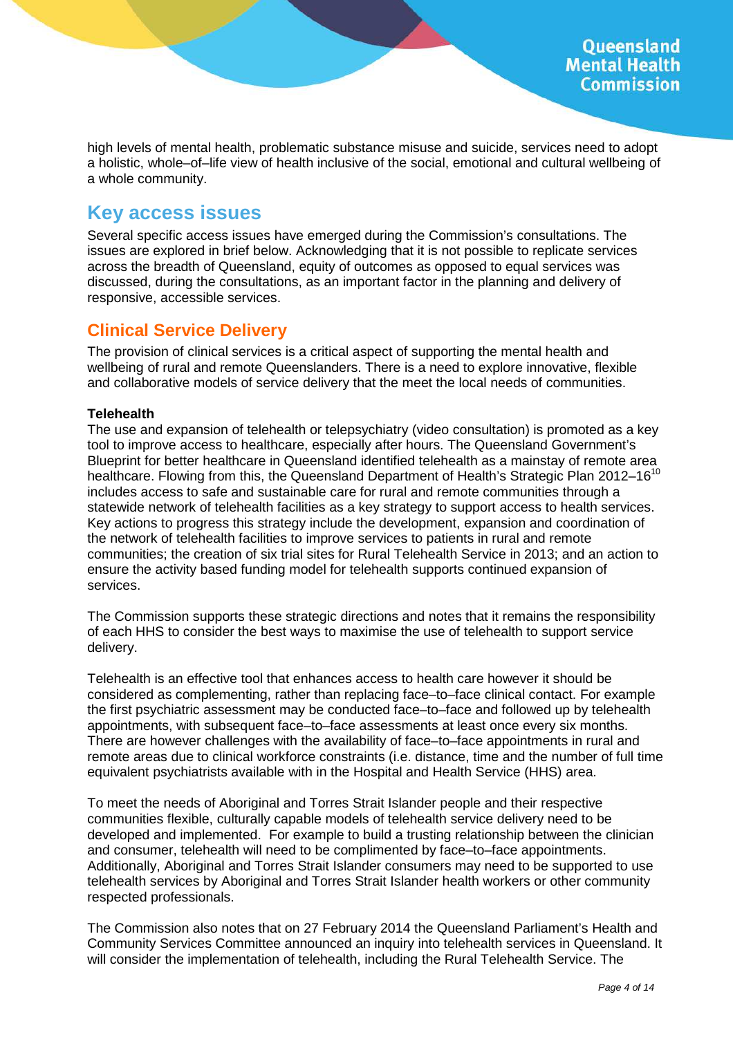high levels of mental health, problematic substance misuse and suicide, services need to adopt a holistic, whole–of–life view of health inclusive of the social, emotional and cultural wellbeing of a whole community.

## Key access issues

Several specific access issues have emerged during the Commission's consultations. The issues are explored in brief below. Acknowledging that it is not possible to replicate services across the breadth of Queensland, equity of outcomes as opposed to equal services was discussed, during the consultations, as an important factor in the planning and delivery of responsive, accessible services.

### Clinical Service Delivery

The provision of clinical services is a critical aspect of supporting the mental health and wellbeing of rural and remote Queenslanders. There is a need to explore innovative, flexible and collaborative models of service delivery that the meet the local needs of communities.

**Telehealth**

The use and expansion of telehealth or telepsychiatry (video consultation) is promoted as a key tool to improve access to healthcare, especially after hours. The Queensland Government's Blueprint for better healthcare in Queensland identified telehealth as a mainstay of remote area healthcare. Flowing from this, the Queensland Department of Health's Strategic Plan 2012–16[10] includes access to safe and sustainable care for rural and remote communities through a statewide network of telehealth facilities as a key strategy to support access to health services. Key actions to progress this strategy include the development, expansion and coordination of the network of telehealth facilities to improve services to patients in rural and remote communities; the creation of six trial sites for Rural Telehealth Service in 2013; and an action to ensure the activity based funding model for telehealth supports continued expansion of services.

The Commission supports these strategic directions and notes that it remains the responsibility of each HHS to consider the best ways to maximise the use of telehealth to support service delivery.

Telehealth is an effective tool that enhances access to health care however it should be considered as complementing, rather than replacing face–to–face clinical contact. For example the first psychiatric assessment may be conducted face–to–face and followed up by telehealth appointments, with subsequent face–to–face assessments at least once every six months. There are however challenges with the availability of face–to–face appointments in rural and remote areas due to clinical workforce constraints (i.e. distance, time and the number of full time equivalent psychiatrists available with in the Hospital and Health Service (HHS) area.

To meet the needs of Aboriginal and Torres Strait Islander people and their respective communities flexible, culturally capable models of telehealth service delivery need to be developed and implemented. For example to build a trusting relationship between the clinician and consumer, telehealth will need to be complimented by face–to–face appointments. Additionally, Aboriginal and Torres Strait Islander consumers may need to be supported to use telehealth services by Aboriginal and Torres Strait Islander health workers or other community respected professionals.

The Commission also notes that on 27 February 2014 the Queensland Parliament's Health and Community Services Committee announced an inquiry into telehealth services in Queensland. It will consider the implementation of telehealth, including the Rural Telehealth Service. The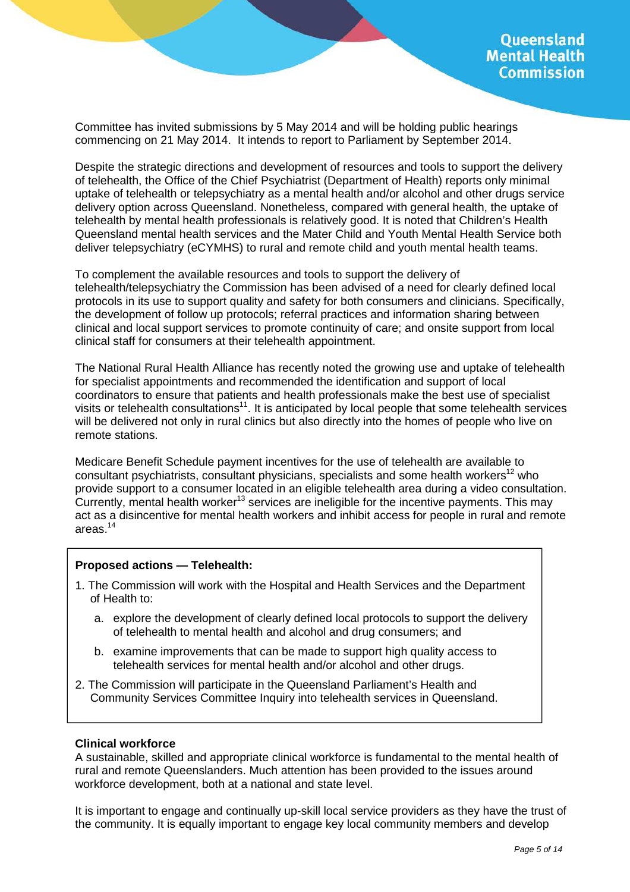Committee has invited submissions by 5 May 2014 and will be holding public hearings commencing on 21 May 2014. It intends to report to Parliament by September 2014.

Despite the strategic directions and development of resources and tools to support the delivery of telehealth, the Office of the Chief Psychiatrist (Department of Health) reports only minimal uptake of telehealth or telepsychiatry as a mental health and/or alcohol and other drugs service delivery option across Queensland. Nonetheless, compared with general health, the uptake of telehealth by mental health professionals is relatively good. It is noted that Children's Health Queensland mental health services and the Mater Child and Youth Mental Health Service both deliver telepsychiatry (eCYMHS) to rural and remote child and youth mental health teams.

To complement the available resources and tools to support the delivery of telehealth/telepsychiatry the Commission has been advised of a need for clearly defined local protocols in its use to support quality and safety for both consumers and clinicians. Specifically, the development of follow up protocols; referral practices and information sharing between clinical and local support services to promote continuity of care; and onsite support from local clinical staff for consumers at their telehealth appointment.

The National Rural Health Alliance has recently noted the growing use and uptake of telehealth for specialist appointments and recommended the identification and support of local coordinators to ensure that patients and health professionals make the best use of specialist visits or telehealth consultations[11]. It is anticipated by local people that some telehealth services will be delivered not only in rural clinics but also directly into the homes of people who live on remote stations.

Medicare Benefit Schedule payment incentives for the use of telehealth are available to consultant psychiatrists, consultant physicians, specialists and some health workers[12] who provide support to a consumer located in an eligible telehealth area during a video consultation. Currently, mental health worker[13] services are ineligible for the incentive payments. This may act as a disincentive for mental health workers and inhibit access for people in rural and remote areas.[14]

**Proposed actions — Telehealth:**

1. The Commission will work with the Hospital and Health Services and the Department of Health to:
    a. explore the development of clearly defined local protocols to support the delivery of telehealth to mental health and alcohol and drug consumers; and
    b. examine improvements that can be made to support high quality access to telehealth services for mental health and/or alcohol and other drugs.
2. The Commission will participate in the Queensland Parliament's Health and Community Services Committee Inquiry into telehealth services in Queensland.

**Clinical workforce**

A sustainable, skilled and appropriate clinical workforce is fundamental to the mental health of rural and remote Queenslanders. Much attention has been provided to the issues around workforce development, both at a national and state level.

It is important to engage and continually up-skill local service providers as they have the trust of the community. It is equally important to engage key local community members and develop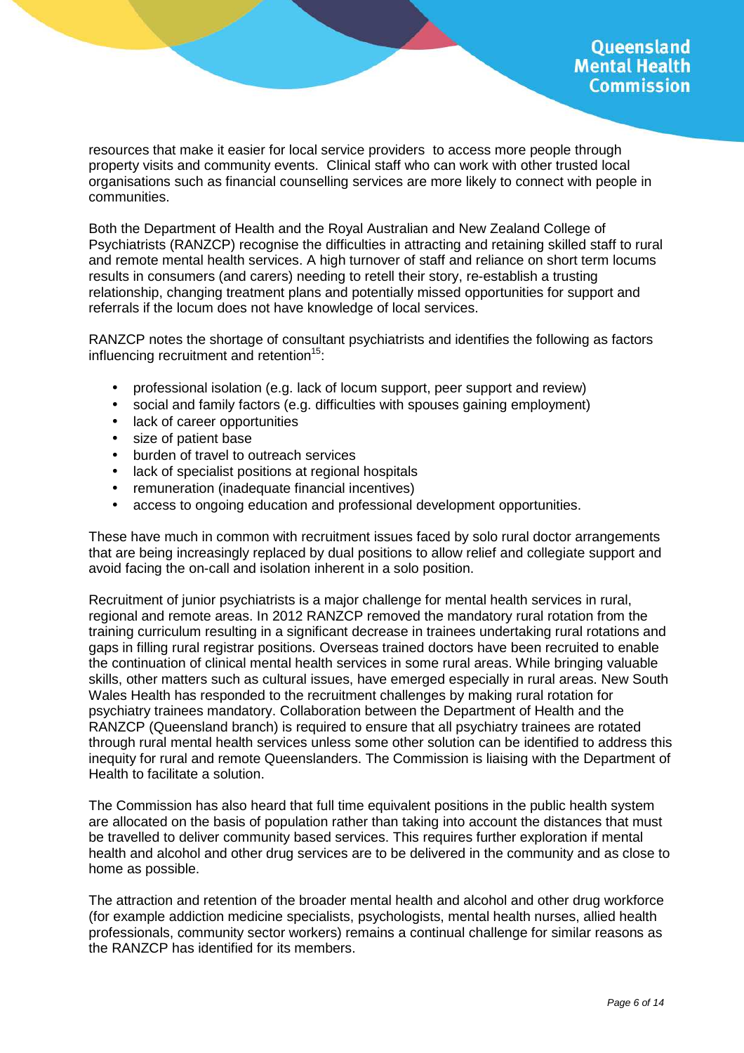resources that make it easier for local service providers to access more people through property visits and community events. Clinical staff who can work with other trusted local organisations such as financial counselling services are more likely to connect with people in communities.

Both the Department of Health and the Royal Australian and New Zealand College of Psychiatrists (RANZCP) recognise the difficulties in attracting and retaining skilled staff to rural and remote mental health services. A high turnover of staff and reliance on short term locums results in consumers (and carers) needing to retell their story, re-establish a trusting relationship, changing treatment plans and potentially missed opportunities for support and referrals if the locum does not have knowledge of local services.

RANZCP notes the shortage of consultant psychiatrists and identifies the following as factors influencing recruitment and retention[15]:

- professional isolation (e.g. lack of locum support, peer support and review)
- social and family factors (e.g. difficulties with spouses gaining employment)
- lack of career opportunities
- size of patient base
- burden of travel to outreach services
- lack of specialist positions at regional hospitals
- remuneration (inadequate financial incentives)
- access to ongoing education and professional development opportunities.

These have much in common with recruitment issues faced by solo rural doctor arrangements that are being increasingly replaced by dual positions to allow relief and collegiate support and avoid facing the on-call and isolation inherent in a solo position.

Recruitment of junior psychiatrists is a major challenge for mental health services in rural, regional and remote areas. In 2012 RANZCP removed the mandatory rural rotation from the training curriculum resulting in a significant decrease in trainees undertaking rural rotations and gaps in filling rural registrar positions. Overseas trained doctors have been recruited to enable the continuation of clinical mental health services in some rural areas. While bringing valuable skills, other matters such as cultural issues, have emerged especially in rural areas. New South Wales Health has responded to the recruitment challenges by making rural rotation for psychiatry trainees mandatory. Collaboration between the Department of Health and the RANZCP (Queensland branch) is required to ensure that all psychiatry trainees are rotated through rural mental health services unless some other solution can be identified to address this inequity for rural and remote Queenslanders. The Commission is liaising with the Department of Health to facilitate a solution.

The Commission has also heard that full time equivalent positions in the public health system are allocated on the basis of population rather than taking into account the distances that must be travelled to deliver community based services. This requires further exploration if mental health and alcohol and other drug services are to be delivered in the community and as close to home as possible.

The attraction and retention of the broader mental health and alcohol and other drug workforce (for example addiction medicine specialists, psychologists, mental health nurses, allied health professionals, community sector workers) remains a continual challenge for similar reasons as the RANZCP has identified for its members.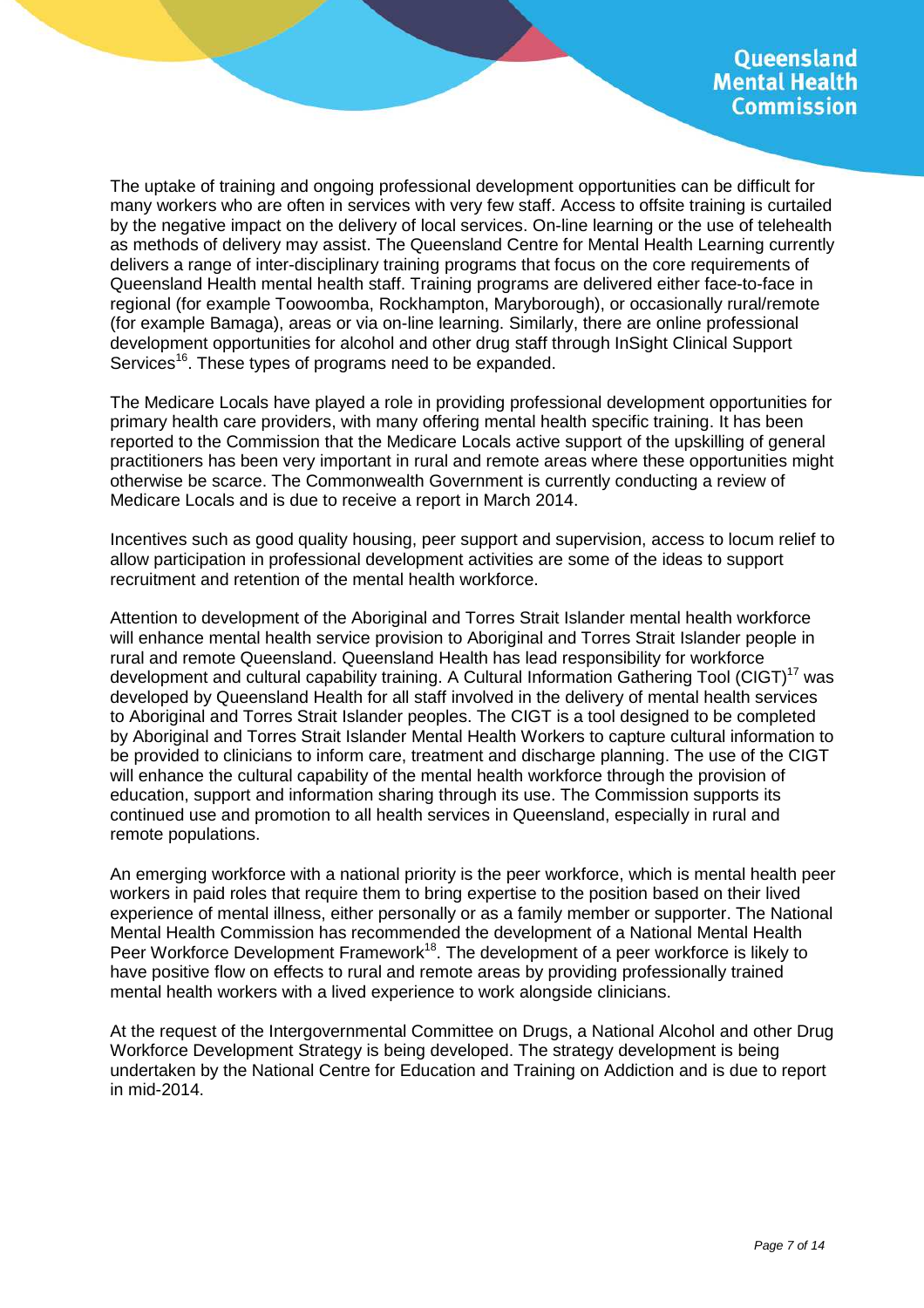The uptake of training and ongoing professional development opportunities can be difficult for many workers who are often in services with very few staff. Access to offsite training is curtailed by the negative impact on the delivery of local services. On-line learning or the use of telehealth as methods of delivery may assist. The Queensland Centre for Mental Health Learning currently delivers a range of inter-disciplinary training programs that focus on the core requirements of Queensland Health mental health staff. Training programs are delivered either face-to-face in regional (for example Toowoomba, Rockhampton, Maryborough), or occasionally rural/remote (for example Bamaga), areas or via on-line learning. Similarly, there are online professional development opportunities for alcohol and other drug staff through InSight Clinical Support Services[16]. These types of programs need to be expanded.

The Medicare Locals have played a role in providing professional development opportunities for primary health care providers, with many offering mental health specific training. It has been reported to the Commission that the Medicare Locals active support of the upskilling of general practitioners has been very important in rural and remote areas where these opportunities might otherwise be scarce. The Commonwealth Government is currently conducting a review of Medicare Locals and is due to receive a report in March 2014.

Incentives such as good quality housing, peer support and supervision, access to locum relief to allow participation in professional development activities are some of the ideas to support recruitment and retention of the mental health workforce.

Attention to development of the Aboriginal and Torres Strait Islander mental health workforce will enhance mental health service provision to Aboriginal and Torres Strait Islander people in rural and remote Queensland. Queensland Health has lead responsibility for workforce development and cultural capability training. A Cultural Information Gathering Tool (CIGT)[17] was developed by Queensland Health for all staff involved in the delivery of mental health services to Aboriginal and Torres Strait Islander peoples. The CIGT is a tool designed to be completed by Aboriginal and Torres Strait Islander Mental Health Workers to capture cultural information to be provided to clinicians to inform care, treatment and discharge planning. The use of the CIGT will enhance the cultural capability of the mental health workforce through the provision of education, support and information sharing through its use. The Commission supports its continued use and promotion to all health services in Queensland, especially in rural and remote populations.

An emerging workforce with a national priority is the peer workforce, which is mental health peer workers in paid roles that require them to bring expertise to the position based on their lived experience of mental illness, either personally or as a family member or supporter. The National Mental Health Commission has recommended the development of a National Mental Health Peer Workforce Development Framework[18]. The development of a peer workforce is likely to have positive flow on effects to rural and remote areas by providing professionally trained mental health workers with a lived experience to work alongside clinicians.

At the request of the Intergovernmental Committee on Drugs, a National Alcohol and other Drug Workforce Development Strategy is being developed. The strategy development is being undertaken by the National Centre for Education and Training on Addiction and is due to report in mid-2014.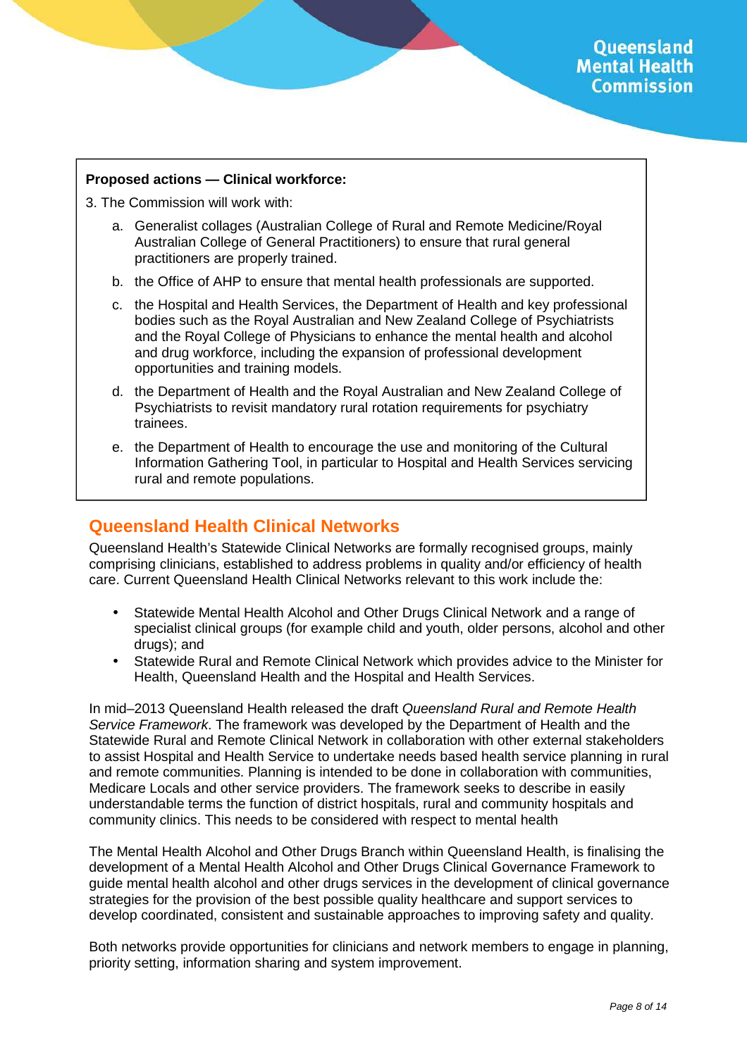**Proposed actions — Clinical workforce:**

3. The Commission will work with:

   a. Generalist collages (Australian College of Rural and Remote Medicine/Royal Australian College of General Practitioners) to ensure that rural general practitioners are properly trained.

   b. the Office of AHP to ensure that mental health professionals are supported.

   c. the Hospital and Health Services, the Department of Health and key professional bodies such as the Royal Australian and New Zealand College of Psychiatrists and the Royal College of Physicians to enhance the mental health and alcohol and drug workforce, including the expansion of professional development opportunities and training models.

   d. the Department of Health and the Royal Australian and New Zealand College of Psychiatrists to revisit mandatory rural rotation requirements for psychiatry trainees.

   e. the Department of Health to encourage the use and monitoring of the Cultural Information Gathering Tool, in particular to Hospital and Health Services servicing rural and remote populations.

## Queensland Health Clinical Networks

Queensland Health's Statewide Clinical Networks are formally recognised groups, mainly comprising clinicians, established to address problems in quality and/or efficiency of health care. Current Queensland Health Clinical Networks relevant to this work include the:

- Statewide Mental Health Alcohol and Other Drugs Clinical Network and a range of specialist clinical groups (for example child and youth, older persons, alcohol and other drugs); and
- Statewide Rural and Remote Clinical Network which provides advice to the Minister for Health, Queensland Health and the Hospital and Health Services.

In mid–2013 Queensland Health released the draft *Queensland Rural and Remote Health Service Framework*. The framework was developed by the Department of Health and the Statewide Rural and Remote Clinical Network in collaboration with other external stakeholders to assist Hospital and Health Service to undertake needs based health service planning in rural and remote communities. Planning is intended to be done in collaboration with communities, Medicare Locals and other service providers. The framework seeks to describe in easily understandable terms the function of district hospitals, rural and community hospitals and community clinics. This needs to be considered with respect to mental health

The Mental Health Alcohol and Other Drugs Branch within Queensland Health, is finalising the development of a Mental Health Alcohol and Other Drugs Clinical Governance Framework to guide mental health alcohol and other drugs services in the development of clinical governance strategies for the provision of the best possible quality healthcare and support services to develop coordinated, consistent and sustainable approaches to improving safety and quality.

Both networks provide opportunities for clinicians and network members to engage in planning, priority setting, information sharing and system improvement.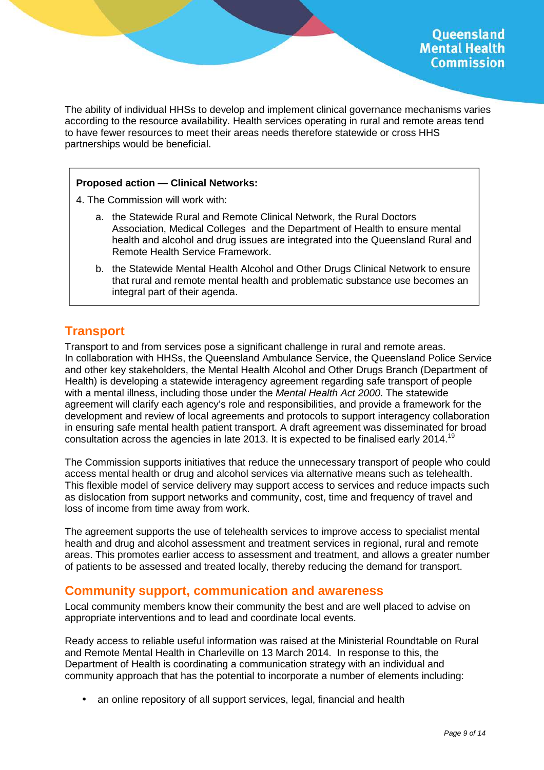The ability of individual HHSs to develop and implement clinical governance mechanisms varies according to the resource availability. Health services operating in rural and remote areas tend to have fewer resources to meet their areas needs therefore statewide or cross HHS partnerships would be beneficial.

> **Proposed action — Clinical Networks:**
>
> 4. The Commission will work with:
>
>     a. the Statewide Rural and Remote Clinical Network, the Rural Doctors Association, Medical Colleges and the Department of Health to ensure mental health and alcohol and drug issues are integrated into the Queensland Rural and Remote Health Service Framework.
>
>     b. the Statewide Mental Health Alcohol and Other Drugs Clinical Network to ensure that rural and remote mental health and problematic substance use becomes an integral part of their agenda.

## Transport

Transport to and from services pose a significant challenge in rural and remote areas. In collaboration with HHSs, the Queensland Ambulance Service, the Queensland Police Service and other key stakeholders, the Mental Health Alcohol and Other Drugs Branch (Department of Health) is developing a statewide interagency agreement regarding safe transport of people with a mental illness, including those under the *Mental Health Act 2000*. The statewide agreement will clarify each agency's role and responsibilities, and provide a framework for the development and review of local agreements and protocols to support interagency collaboration in ensuring safe mental health patient transport. A draft agreement was disseminated for broad consultation across the agencies in late 2013. It is expected to be finalised early 2014.[19]

The Commission supports initiatives that reduce the unnecessary transport of people who could access mental health or drug and alcohol services via alternative means such as telehealth. This flexible model of service delivery may support access to services and reduce impacts such as dislocation from support networks and community, cost, time and frequency of travel and loss of income from time away from work.

The agreement supports the use of telehealth services to improve access to specialist mental health and drug and alcohol assessment and treatment services in regional, rural and remote areas. This promotes earlier access to assessment and treatment, and allows a greater number of patients to be assessed and treated locally, thereby reducing the demand for transport.

## Community support, communication and awareness

Local community members know their community the best and are well placed to advise on appropriate interventions and to lead and coordinate local events.

Ready access to reliable useful information was raised at the Ministerial Roundtable on Rural and Remote Mental Health in Charleville on 13 March 2014. In response to this, the Department of Health is coordinating a communication strategy with an individual and community approach that has the potential to incorporate a number of elements including:

- an online repository of all support services, legal, financial and health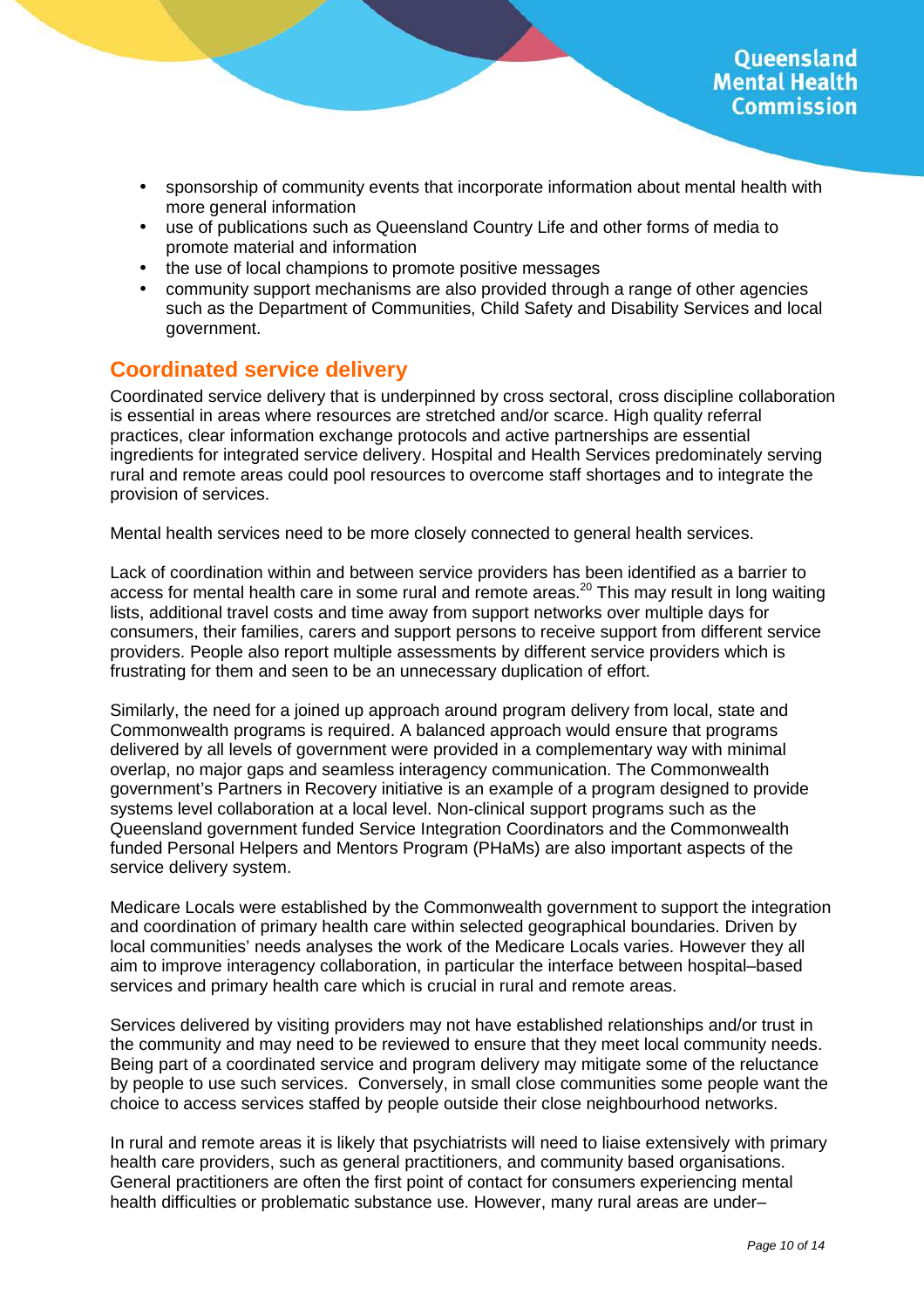- sponsorship of community events that incorporate information about mental health with more general information
- use of publications such as Queensland Country Life and other forms of media to promote material and information
- the use of local champions to promote positive messages
- community support mechanisms are also provided through a range of other agencies such as the Department of Communities, Child Safety and Disability Services and local government.

## Coordinated service delivery

Coordinated service delivery that is underpinned by cross sectoral, cross discipline collaboration is essential in areas where resources are stretched and/or scarce. High quality referral practices, clear information exchange protocols and active partnerships are essential ingredients for integrated service delivery. Hospital and Health Services predominately serving rural and remote areas could pool resources to overcome staff shortages and to integrate the provision of services.

Mental health services need to be more closely connected to general health services.

Lack of coordination within and between service providers has been identified as a barrier to access for mental health care in some rural and remote areas.[20] This may result in long waiting lists, additional travel costs and time away from support networks over multiple days for consumers, their families, carers and support persons to receive support from different service providers. People also report multiple assessments by different service providers which is frustrating for them and seen to be an unnecessary duplication of effort.

Similarly, the need for a joined up approach around program delivery from local, state and Commonwealth programs is required. A balanced approach would ensure that programs delivered by all levels of government were provided in a complementary way with minimal overlap, no major gaps and seamless interagency communication. The Commonwealth government's Partners in Recovery initiative is an example of a program designed to provide systems level collaboration at a local level. Non-clinical support programs such as the Queensland government funded Service Integration Coordinators and the Commonwealth funded Personal Helpers and Mentors Program (PHaMs) are also important aspects of the service delivery system.

Medicare Locals were established by the Commonwealth government to support the integration and coordination of primary health care within selected geographical boundaries. Driven by local communities' needs analyses the work of the Medicare Locals varies. However they all aim to improve interagency collaboration, in particular the interface between hospital–based services and primary health care which is crucial in rural and remote areas.

Services delivered by visiting providers may not have established relationships and/or trust in the community and may need to be reviewed to ensure that they meet local community needs. Being part of a coordinated service and program delivery may mitigate some of the reluctance by people to use such services. Conversely, in small close communities some people want the choice to access services staffed by people outside their close neighbourhood networks.

In rural and remote areas it is likely that psychiatrists will need to liaise extensively with primary health care providers, such as general practitioners, and community based organisations. General practitioners are often the first point of contact for consumers experiencing mental health difficulties or problematic substance use. However, many rural areas are under–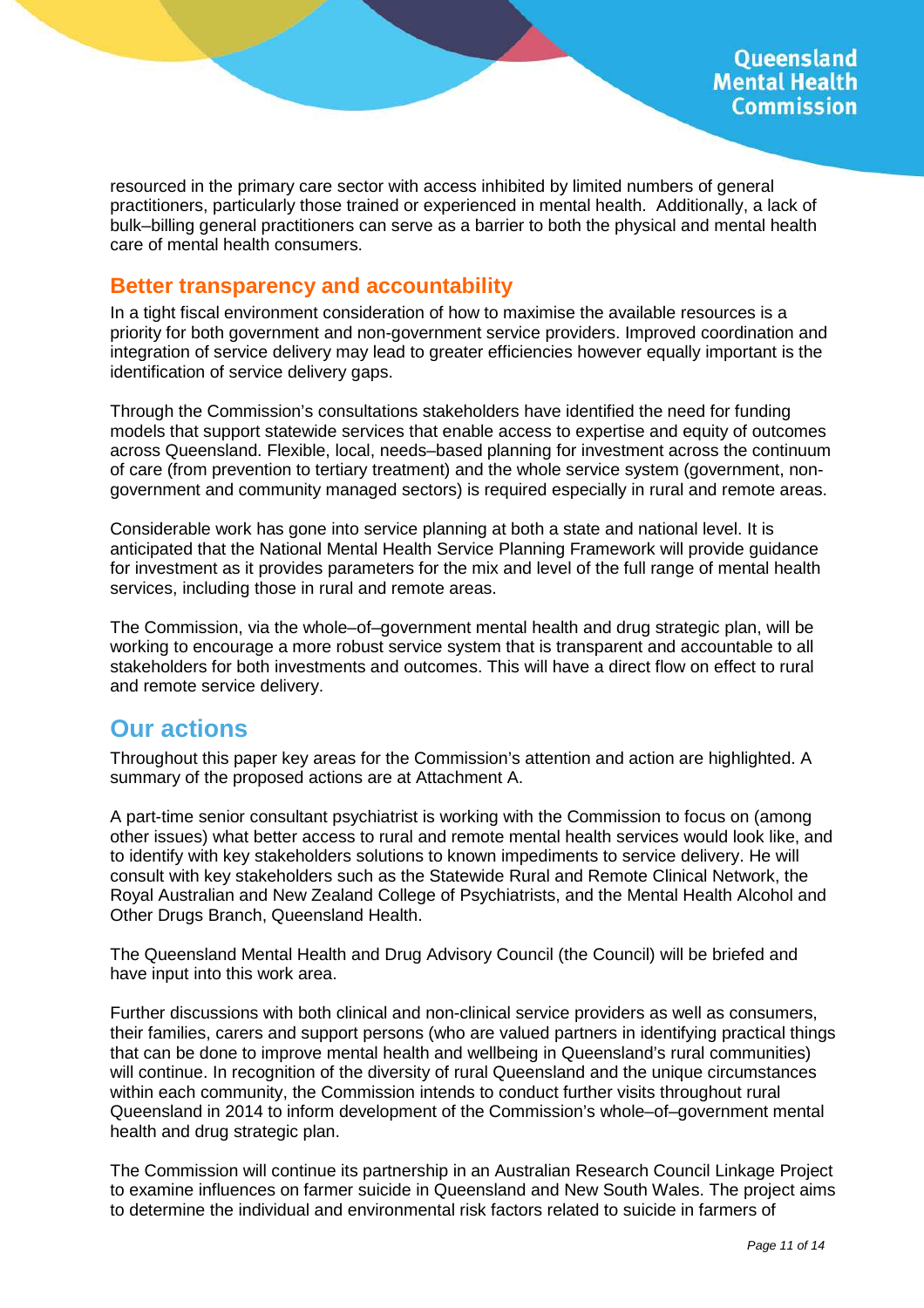resourced in the primary care sector with access inhibited by limited numbers of general practitioners, particularly those trained or experienced in mental health. Additionally, a lack of bulk–billing general practitioners can serve as a barrier to both the physical and mental health care of mental health consumers.

### Better transparency and accountability

In a tight fiscal environment consideration of how to maximise the available resources is a priority for both government and non-government service providers. Improved coordination and integration of service delivery may lead to greater efficiencies however equally important is the identification of service delivery gaps.

Through the Commission's consultations stakeholders have identified the need for funding models that support statewide services that enable access to expertise and equity of outcomes across Queensland. Flexible, local, needs–based planning for investment across the continuum of care (from prevention to tertiary treatment) and the whole service system (government, non-government and community managed sectors) is required especially in rural and remote areas.

Considerable work has gone into service planning at both a state and national level. It is anticipated that the National Mental Health Service Planning Framework will provide guidance for investment as it provides parameters for the mix and level of the full range of mental health services, including those in rural and remote areas.

The Commission, via the whole–of–government mental health and drug strategic plan, will be working to encourage a more robust service system that is transparent and accountable to all stakeholders for both investments and outcomes. This will have a direct flow on effect to rural and remote service delivery.

## Our actions

Throughout this paper key areas for the Commission's attention and action are highlighted. A summary of the proposed actions are at Attachment A.

A part-time senior consultant psychiatrist is working with the Commission to focus on (among other issues) what better access to rural and remote mental health services would look like, and to identify with key stakeholders solutions to known impediments to service delivery. He will consult with key stakeholders such as the Statewide Rural and Remote Clinical Network, the Royal Australian and New Zealand College of Psychiatrists, and the Mental Health Alcohol and Other Drugs Branch, Queensland Health.

The Queensland Mental Health and Drug Advisory Council (the Council) will be briefed and have input into this work area.

Further discussions with both clinical and non-clinical service providers as well as consumers, their families, carers and support persons (who are valued partners in identifying practical things that can be done to improve mental health and wellbeing in Queensland's rural communities) will continue. In recognition of the diversity of rural Queensland and the unique circumstances within each community, the Commission intends to conduct further visits throughout rural Queensland in 2014 to inform development of the Commission's whole–of–government mental health and drug strategic plan.

The Commission will continue its partnership in an Australian Research Council Linkage Project to examine influences on farmer suicide in Queensland and New South Wales. The project aims to determine the individual and environmental risk factors related to suicide in farmers of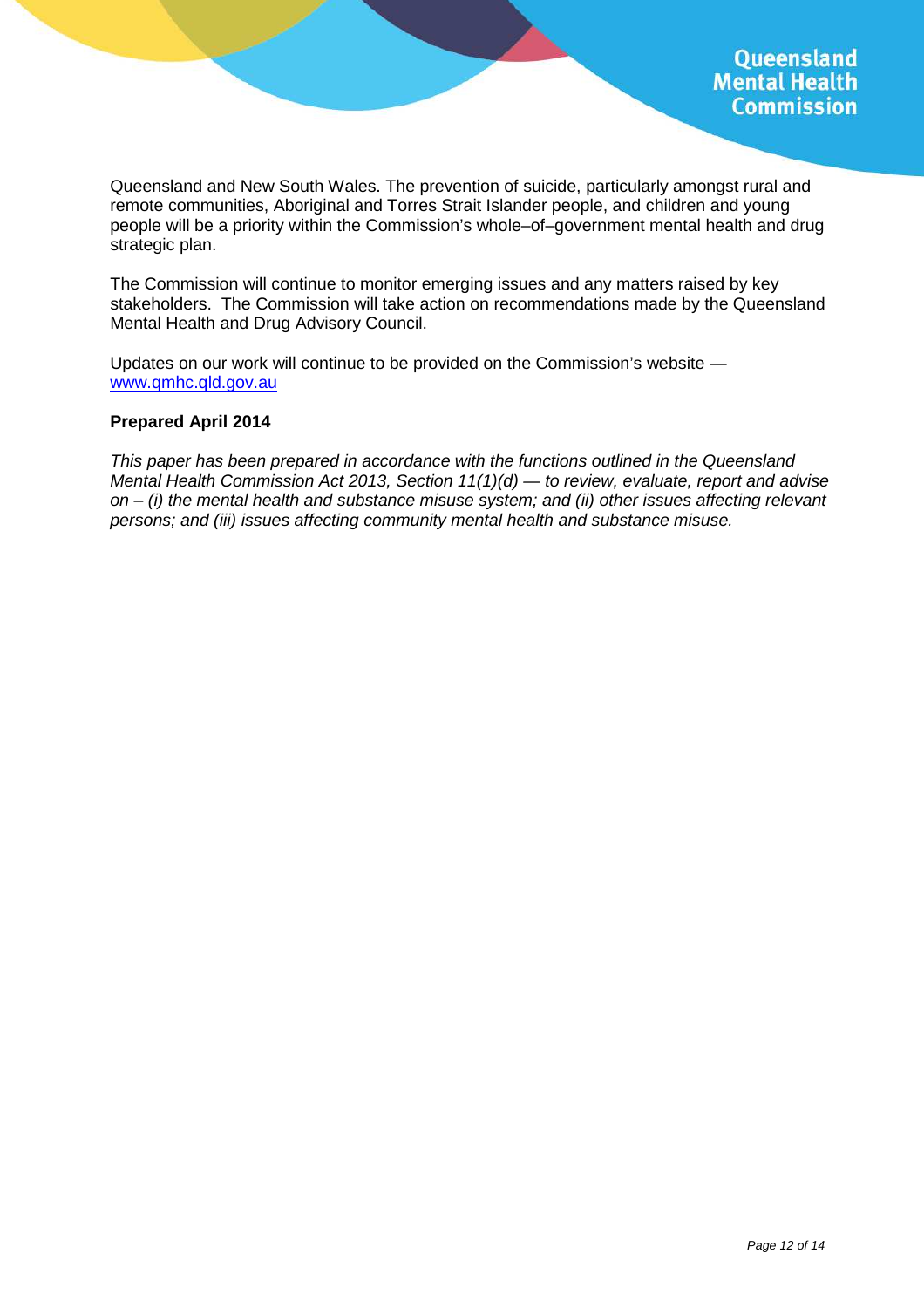Queensland and New South Wales. The prevention of suicide, particularly amongst rural and remote communities, Aboriginal and Torres Strait Islander people, and children and young people will be a priority within the Commission's whole–of–government mental health and drug strategic plan.

The Commission will continue to monitor emerging issues and any matters raised by key stakeholders. The Commission will take action on recommendations made by the Queensland Mental Health and Drug Advisory Council.

Updates on our work will continue to be provided on the Commission's website — [www.qmhc.qld.gov.au](http://www.qmhc.qld.gov.au)

**Prepared April 2014**

*This paper has been prepared in accordance with the functions outlined in the Queensland Mental Health Commission Act 2013, Section 11(1)(d) — to review, evaluate, report and advise on – (i) the mental health and substance misuse system; and (ii) other issues affecting relevant persons; and (iii) issues affecting community mental health and substance misuse.*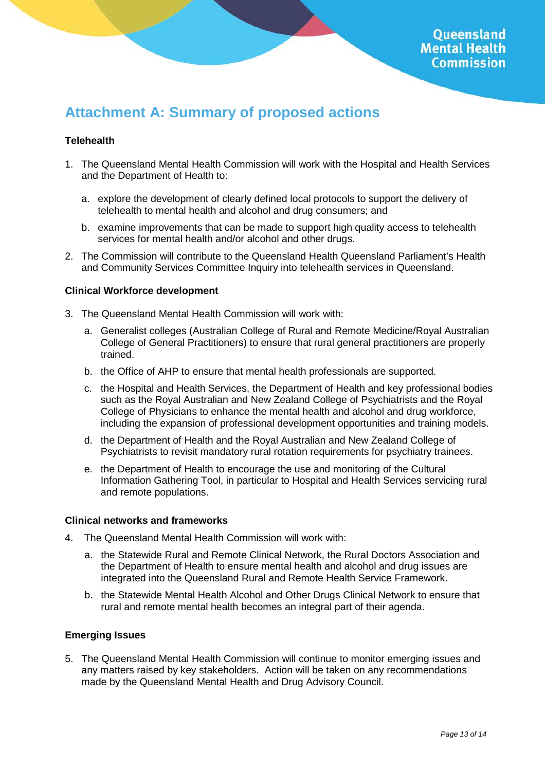# Attachment A: Summary of proposed actions

**Telehealth**

1. The Queensland Mental Health Commission will work with the Hospital and Health Services and the Department of Health to:

   a. explore the development of clearly defined local protocols to support the delivery of telehealth to mental health and alcohol and drug consumers; and

   b. examine improvements that can be made to support high quality access to telehealth services for mental health and/or alcohol and other drugs.

2. The Commission will contribute to the Queensland Health Queensland Parliament's Health and Community Services Committee Inquiry into telehealth services in Queensland.

**Clinical Workforce development**

3. The Queensland Mental Health Commission will work with:

   a. Generalist colleges (Australian College of Rural and Remote Medicine/Royal Australian College of General Practitioners) to ensure that rural general practitioners are properly trained.

   b. the Office of AHP to ensure that mental health professionals are supported.

   c. the Hospital and Health Services, the Department of Health and key professional bodies such as the Royal Australian and New Zealand College of Psychiatrists and the Royal College of Physicians to enhance the mental health and alcohol and drug workforce, including the expansion of professional development opportunities and training models.

   d. the Department of Health and the Royal Australian and New Zealand College of Psychiatrists to revisit mandatory rural rotation requirements for psychiatry trainees.

   e. the Department of Health to encourage the use and monitoring of the Cultural Information Gathering Tool, in particular to Hospital and Health Services servicing rural and remote populations.

**Clinical networks and frameworks**

4. The Queensland Mental Health Commission will work with:

   a. the Statewide Rural and Remote Clinical Network, the Rural Doctors Association and the Department of Health to ensure mental health and alcohol and drug issues are integrated into the Queensland Rural and Remote Health Service Framework.

   b. the Statewide Mental Health Alcohol and Other Drugs Clinical Network to ensure that rural and remote mental health becomes an integral part of their agenda.

**Emerging Issues**

5. The Queensland Mental Health Commission will continue to monitor emerging issues and any matters raised by key stakeholders. Action will be taken on any recommendations made by the Queensland Mental Health and Drug Advisory Council.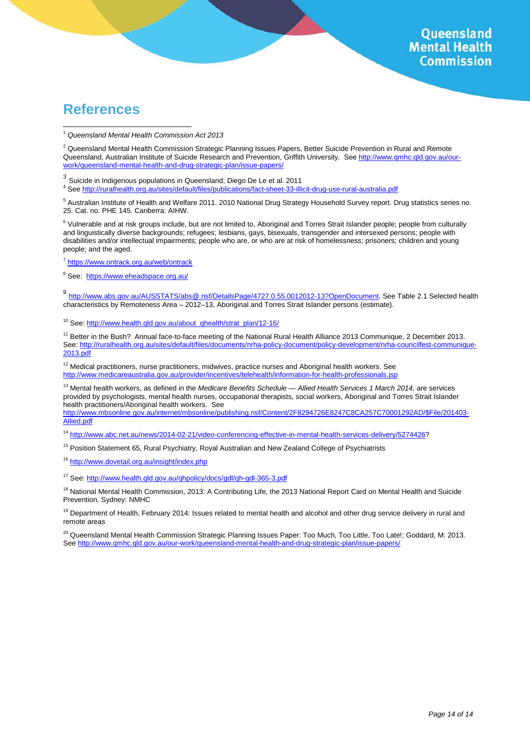# References

[1] *Queensland Mental Health Commission Act 2013*

[2] Queensland Mental Health Commission Strategic Planning Issues Papers, Better Suicide Prevention in Rural and Remote Queensland, Australian Institute of Suicide Research and Prevention, Griffith University. See http://www.qmhc.qld.gov.au/our-work/queensland-mental-health-and-drug-strategic-plan/issue-papers/

[3] Suicide in Indigenous populations in Queensland; Diego De Le et al. 2011

[4] See http://ruralhealth.org.au/sites/default/files/publications/fact-sheet-33-illicit-drug-use-rural-australia.pdf

[5] Australian Institute of Health and Welfare 2011. 2010 National Drug Strategy Household Survey report. Drug statistics series no. 25. Cat. no. PHE 145. Canberra: AIHW.

[6] Vulnerable and at risk groups include, but are not limited to, Aboriginal and Torres Strait Islander people; people from culturally and linguistically diverse backgrounds; refugees; lesbians, gays, bisexuals, transgender and intersexed persons; people with disabilities and/or intellectual impairments; people who are, or who are at risk of homelessness; prisoners; children and young people; and the aged.

[7] https://www.ontrack.org.au/web/ontrack

[8] See: https://www.eheadspace.org.au/

[9] http://www.abs.gov.au/AUSSTATS/abs@.nsf/DetailsPage/4727.0.55.0012012-13?OpenDocument. See Table 2.1 Selected health characteristics by Remoteness Area – 2012–13, Aboriginal and Torres Strait Islander persons (estimate).

[10] See: http://www.health.qld.gov.au/about_qhealth/strat_plan/12-16/

[11] Better in the Bush? Annual face-to-face meeting of the National Rural Health Alliance 2013 Communique, 2 December 2013. See: http://ruralhealth.org.au/sites/default/files/documents/nrha-policy-document/policy-development/nrha-councilfest-communique-2013.pdf

[12] Medical practitioners, nurse practitioners, midwives, practice nurses and Aboriginal health workers. See http://www.medicareaustralia.gov.au/provider/incentives/telehealth/information-for-health-professionals.jsp

[13] Mental health workers, as defined in the *Medicare Benefits Schedule — Allied Health Services 1 March 2014,* are services provided by psychologists, mental health nurses, occupational therapists, social workers, Aboriginal and Torres Strait Islander health practitioners/Aboriginal health workers. See http://www.mbsonline.gov.au/internet/mbsonline/publishing.nsf/Content/2F8294726E8247C8CA257C70001292AD/$File/201403-Allied.pdf

[14] http://www.abc.net.au/news/2014-02-21/video-conferencing-effective-in-mental-health-services-delivery/5274426?

[15] Position Statement 65, Rural Psychiatry, Royal Australian and New Zealand College of Psychiatrists

[16] http://www.dovetail.org.au/insight/index.php

[17] See: http://www.health.qld.gov.au/qhpolicy/docs/gdl/qh-gdl-365-3.pdf

[18] National Mental Health Commission, 2013: A Contributing Life, the 2013 National Report Card on Mental Health and Suicide Prevention. Sydney: NMHC

[19] Department of Health, February 2014: Issues related to mental health and alcohol and other drug service delivery in rural and remote areas

[20] Queensland Mental Health Commission Strategic Planning Issues Paper: Too Much, Too Little, Too Late!; Goddard, M: 2013. See http://www.qmhc.qld.gov.au/our-work/queensland-mental-health-and-drug-strategic-plan/issue-papers/